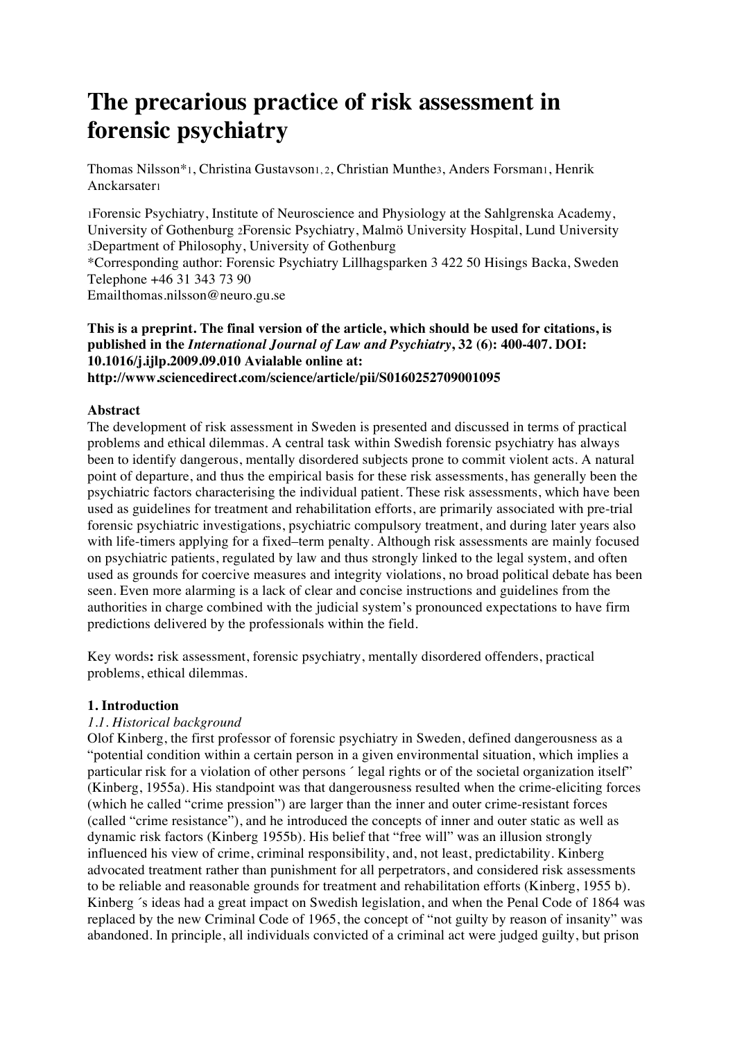# The precarious practice of risk assessment in forensic psychiatry

Thomas Nilsson*[1], Christina Gustavson[1, 2], Christian Munthe[3], Anders Forsman[1], Henrik Anckarsater[1]

[1]Forensic Psychiatry, Institute of Neuroscience and Physiology at the Sahlgrenska Academy, University of Gothenburg [2]Forensic Psychiatry, Malmö University Hospital, Lund University [3]Department of Philosophy, University of Gothenburg
*Corresponding author: Forensic Psychiatry Lillhagsparken 3 422 50 Hisings Backa, Sweden
Telephone +46 31 343 73 90
Emailthomas.nilsson@neuro.gu.se

**This is a preprint. The final version of the article, which should be used for citations, is published in the *International Journal of Law and Psychiatry*, 32 (6): 400-407. DOI: 10.1016/j.ijlp.2009.09.010 Avialable online at: http://www.sciencedirect.com/science/article/pii/S0160252709001095**

**Abstract**

The development of risk assessment in Sweden is presented and discussed in terms of practical problems and ethical dilemmas. A central task within Swedish forensic psychiatry has always been to identify dangerous, mentally disordered subjects prone to commit violent acts. A natural point of departure, and thus the empirical basis for these risk assessments, has generally been the psychiatric factors characterising the individual patient. These risk assessments, which have been used as guidelines for treatment and rehabilitation efforts, are primarily associated with pre-trial forensic psychiatric investigations, psychiatric compulsory treatment, and during later years also with life-timers applying for a fixed–term penalty. Although risk assessments are mainly focused on psychiatric patients, regulated by law and thus strongly linked to the legal system, and often used as grounds for coercive measures and integrity violations, no broad political debate has been seen. Even more alarming is a lack of clear and concise instructions and guidelines from the authorities in charge combined with the judicial system's pronounced expectations to have firm predictions delivered by the professionals within the field.

Key words**:** risk assessment, forensic psychiatry, mentally disordered offenders, practical problems, ethical dilemmas.

**1. Introduction**

*1.1. Historical background*

Olof Kinberg, the first professor of forensic psychiatry in Sweden, defined dangerousness as a "potential condition within a certain person in a given environmental situation, which implies a particular risk for a violation of other persons ´ legal rights or of the societal organization itself" (Kinberg, 1955a). His standpoint was that dangerousness resulted when the crime-eliciting forces (which he called "crime pression") are larger than the inner and outer crime-resistant forces (called "crime resistance"), and he introduced the concepts of inner and outer static as well as dynamic risk factors (Kinberg 1955b). His belief that "free will" was an illusion strongly influenced his view of crime, criminal responsibility, and, not least, predictability. Kinberg advocated treatment rather than punishment for all perpetrators, and considered risk assessments to be reliable and reasonable grounds for treatment and rehabilitation efforts (Kinberg, 1955 b). Kinberg ´s ideas had a great impact on Swedish legislation, and when the Penal Code of 1864 was replaced by the new Criminal Code of 1965, the concept of "not guilty by reason of insanity" was abandoned. In principle, all individuals convicted of a criminal act were judged guilty, but prison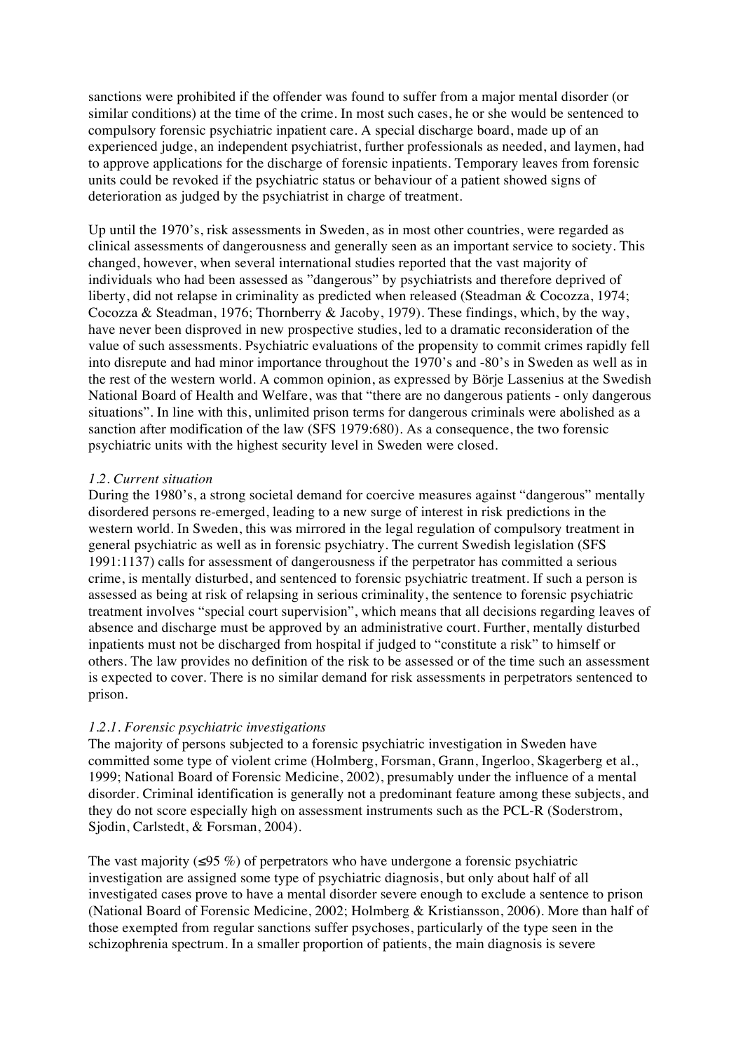sanctions were prohibited if the offender was found to suffer from a major mental disorder (or similar conditions) at the time of the crime. In most such cases, he or she would be sentenced to compulsory forensic psychiatric inpatient care. A special discharge board, made up of an experienced judge, an independent psychiatrist, further professionals as needed, and laymen, had to approve applications for the discharge of forensic inpatients. Temporary leaves from forensic units could be revoked if the psychiatric status or behaviour of a patient showed signs of deterioration as judged by the psychiatrist in charge of treatment.

Up until the 1970's, risk assessments in Sweden, as in most other countries, were regarded as clinical assessments of dangerousness and generally seen as an important service to society. This changed, however, when several international studies reported that the vast majority of individuals who had been assessed as "dangerous" by psychiatrists and therefore deprived of liberty, did not relapse in criminality as predicted when released (Steadman & Cocozza, 1974; Cocozza & Steadman, 1976; Thornberry & Jacoby, 1979). These findings, which, by the way, have never been disproved in new prospective studies, led to a dramatic reconsideration of the value of such assessments. Psychiatric evaluations of the propensity to commit crimes rapidly fell into disrepute and had minor importance throughout the 1970's and -80's in Sweden as well as in the rest of the western world. A common opinion, as expressed by Börje Lassenius at the Swedish National Board of Health and Welfare, was that "there are no dangerous patients - only dangerous situations". In line with this, unlimited prison terms for dangerous criminals were abolished as a sanction after modification of the law (SFS 1979:680). As a consequence, the two forensic psychiatric units with the highest security level in Sweden were closed.

### *1.2. Current situation*

During the 1980's, a strong societal demand for coercive measures against "dangerous" mentally disordered persons re-emerged, leading to a new surge of interest in risk predictions in the western world. In Sweden, this was mirrored in the legal regulation of compulsory treatment in general psychiatric as well as in forensic psychiatry. The current Swedish legislation (SFS 1991:1137) calls for assessment of dangerousness if the perpetrator has committed a serious crime, is mentally disturbed, and sentenced to forensic psychiatric treatment. If such a person is assessed as being at risk of relapsing in serious criminality, the sentence to forensic psychiatric treatment involves "special court supervision", which means that all decisions regarding leaves of absence and discharge must be approved by an administrative court. Further, mentally disturbed inpatients must not be discharged from hospital if judged to "constitute a risk" to himself or others. The law provides no definition of the risk to be assessed or of the time such an assessment is expected to cover. There is no similar demand for risk assessments in perpetrators sentenced to prison.

#### *1.2.1. Forensic psychiatric investigations*

The majority of persons subjected to a forensic psychiatric investigation in Sweden have committed some type of violent crime (Holmberg, Forsman, Grann, Ingerloo, Skagerberg et al., 1999; National Board of Forensic Medicine, 2002), presumably under the influence of a mental disorder. Criminal identification is generally not a predominant feature among these subjects, and they do not score especially high on assessment instruments such as the PCL-R (Soderstrom, Sjodin, Carlstedt, & Forsman, 2004).

The vast majority (≤95 %) of perpetrators who have undergone a forensic psychiatric investigation are assigned some type of psychiatric diagnosis, but only about half of all investigated cases prove to have a mental disorder severe enough to exclude a sentence to prison (National Board of Forensic Medicine, 2002; Holmberg & Kristiansson, 2006). More than half of those exempted from regular sanctions suffer psychoses, particularly of the type seen in the schizophrenia spectrum. In a smaller proportion of patients, the main diagnosis is severe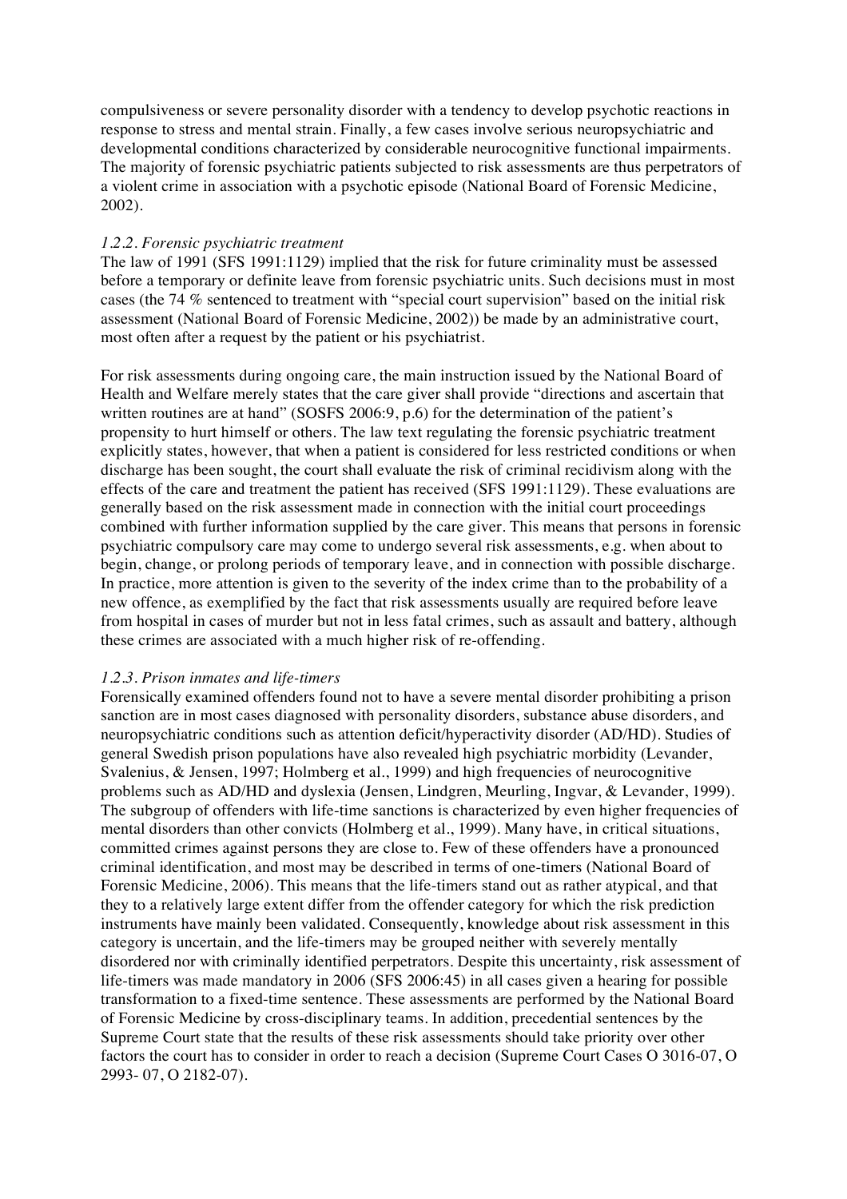compulsiveness or severe personality disorder with a tendency to develop psychotic reactions in response to stress and mental strain. Finally, a few cases involve serious neuropsychiatric and developmental conditions characterized by considerable neurocognitive functional impairments. The majority of forensic psychiatric patients subjected to risk assessments are thus perpetrators of a violent crime in association with a psychotic episode (National Board of Forensic Medicine, 2002).

#### *1.2.2. Forensic psychiatric treatment*

The law of 1991 (SFS 1991:1129) implied that the risk for future criminality must be assessed before a temporary or definite leave from forensic psychiatric units. Such decisions must in most cases (the 74 % sentenced to treatment with "special court supervision" based on the initial risk assessment (National Board of Forensic Medicine, 2002)) be made by an administrative court, most often after a request by the patient or his psychiatrist.

For risk assessments during ongoing care, the main instruction issued by the National Board of Health and Welfare merely states that the care giver shall provide "directions and ascertain that written routines are at hand" (SOSFS 2006:9, p.6) for the determination of the patient's propensity to hurt himself or others. The law text regulating the forensic psychiatric treatment explicitly states, however, that when a patient is considered for less restricted conditions or when discharge has been sought, the court shall evaluate the risk of criminal recidivism along with the effects of the care and treatment the patient has received (SFS 1991:1129). These evaluations are generally based on the risk assessment made in connection with the initial court proceedings combined with further information supplied by the care giver. This means that persons in forensic psychiatric compulsory care may come to undergo several risk assessments, e.g. when about to begin, change, or prolong periods of temporary leave, and in connection with possible discharge. In practice, more attention is given to the severity of the index crime than to the probability of a new offence, as exemplified by the fact that risk assessments usually are required before leave from hospital in cases of murder but not in less fatal crimes, such as assault and battery, although these crimes are associated with a much higher risk of re-offending.

#### *1.2.3. Prison inmates and life-timers*

Forensically examined offenders found not to have a severe mental disorder prohibiting a prison sanction are in most cases diagnosed with personality disorders, substance abuse disorders, and neuropsychiatric conditions such as attention deficit/hyperactivity disorder (AD/HD). Studies of general Swedish prison populations have also revealed high psychiatric morbidity (Levander, Svalenius, & Jensen, 1997; Holmberg et al., 1999) and high frequencies of neurocognitive problems such as AD/HD and dyslexia (Jensen, Lindgren, Meurling, Ingvar, & Levander, 1999). The subgroup of offenders with life-time sanctions is characterized by even higher frequencies of mental disorders than other convicts (Holmberg et al., 1999). Many have, in critical situations, committed crimes against persons they are close to. Few of these offenders have a pronounced criminal identification, and most may be described in terms of one-timers (National Board of Forensic Medicine, 2006). This means that the life-timers stand out as rather atypical, and that they to a relatively large extent differ from the offender category for which the risk prediction instruments have mainly been validated. Consequently, knowledge about risk assessment in this category is uncertain, and the life-timers may be grouped neither with severely mentally disordered nor with criminally identified perpetrators. Despite this uncertainty, risk assessment of life-timers was made mandatory in 2006 (SFS 2006:45) in all cases given a hearing for possible transformation to a fixed-time sentence. These assessments are performed by the National Board of Forensic Medicine by cross-disciplinary teams. In addition, precedential sentences by the Supreme Court state that the results of these risk assessments should take priority over other factors the court has to consider in order to reach a decision (Supreme Court Cases O 3016-07, O 2993- 07, O 2182-07).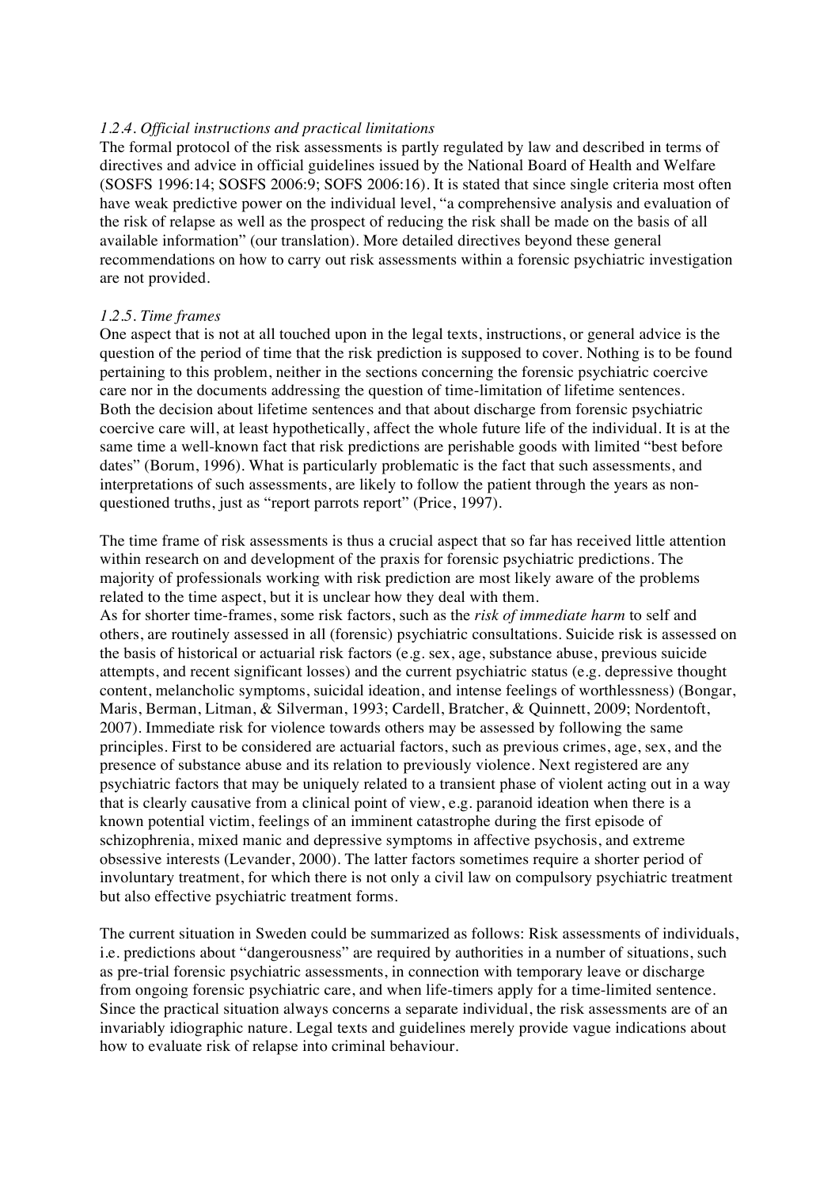*1.2.4. Official instructions and practical limitations*

The formal protocol of the risk assessments is partly regulated by law and described in terms of directives and advice in official guidelines issued by the National Board of Health and Welfare (SOSFS 1996:14; SOSFS 2006:9; SOFS 2006:16). It is stated that since single criteria most often have weak predictive power on the individual level, "a comprehensive analysis and evaluation of the risk of relapse as well as the prospect of reducing the risk shall be made on the basis of all available information" (our translation). More detailed directives beyond these general recommendations on how to carry out risk assessments within a forensic psychiatric investigation are not provided.

*1.2.5. Time frames*

One aspect that is not at all touched upon in the legal texts, instructions, or general advice is the question of the period of time that the risk prediction is supposed to cover. Nothing is to be found pertaining to this problem, neither in the sections concerning the forensic psychiatric coercive care nor in the documents addressing the question of time-limitation of lifetime sentences. Both the decision about lifetime sentences and that about discharge from forensic psychiatric coercive care will, at least hypothetically, affect the whole future life of the individual. It is at the same time a well-known fact that risk predictions are perishable goods with limited "best before dates" (Borum, 1996). What is particularly problematic is the fact that such assessments, and interpretations of such assessments, are likely to follow the patient through the years as non-questioned truths, just as "report parrots report" (Price, 1997).

The time frame of risk assessments is thus a crucial aspect that so far has received little attention within research on and development of the praxis for forensic psychiatric predictions. The majority of professionals working with risk prediction are most likely aware of the problems related to the time aspect, but it is unclear how they deal with them.

As for shorter time-frames, some risk factors, such as the *risk of immediate harm* to self and others, are routinely assessed in all (forensic) psychiatric consultations. Suicide risk is assessed on the basis of historical or actuarial risk factors (e.g. sex, age, substance abuse, previous suicide attempts, and recent significant losses) and the current psychiatric status (e.g. depressive thought content, melancholic symptoms, suicidal ideation, and intense feelings of worthlessness) (Bongar, Maris, Berman, Litman, & Silverman, 1993; Cardell, Bratcher, & Quinnett, 2009; Nordentoft, 2007). Immediate risk for violence towards others may be assessed by following the same principles. First to be considered are actuarial factors, such as previous crimes, age, sex, and the presence of substance abuse and its relation to previously violence. Next registered are any psychiatric factors that may be uniquely related to a transient phase of violent acting out in a way that is clearly causative from a clinical point of view, e.g. paranoid ideation when there is a known potential victim, feelings of an imminent catastrophe during the first episode of schizophrenia, mixed manic and depressive symptoms in affective psychosis, and extreme obsessive interests (Levander, 2000). The latter factors sometimes require a shorter period of involuntary treatment, for which there is not only a civil law on compulsory psychiatric treatment but also effective psychiatric treatment forms.

The current situation in Sweden could be summarized as follows: Risk assessments of individuals, i.e. predictions about "dangerousness" are required by authorities in a number of situations, such as pre-trial forensic psychiatric assessments, in connection with temporary leave or discharge from ongoing forensic psychiatric care, and when life-timers apply for a time-limited sentence. Since the practical situation always concerns a separate individual, the risk assessments are of an invariably idiographic nature. Legal texts and guidelines merely provide vague indications about how to evaluate risk of relapse into criminal behaviour.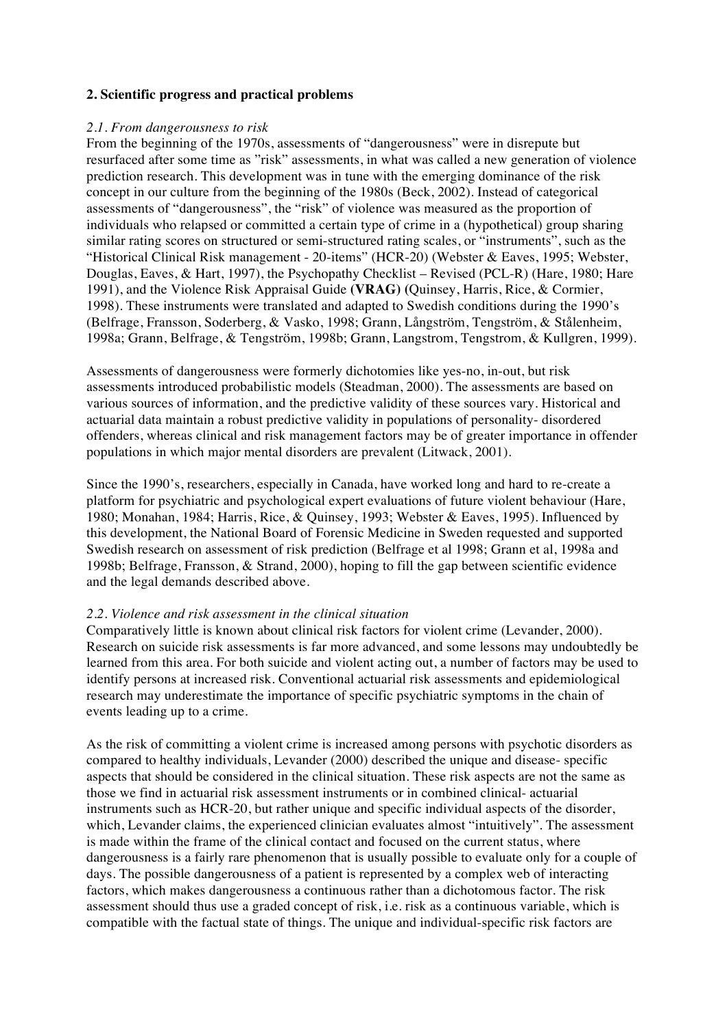**2. Scientific progress and practical problems**

*2.1. From dangerousness to risk*

From the beginning of the 1970s, assessments of "dangerousness" were in disrepute but resurfaced after some time as "risk" assessments, in what was called a new generation of violence prediction research. This development was in tune with the emerging dominance of the risk concept in our culture from the beginning of the 1980s (Beck, 2002). Instead of categorical assessments of "dangerousness", the "risk" of violence was measured as the proportion of individuals who relapsed or committed a certain type of crime in a (hypothetical) group sharing similar rating scores on structured or semi-structured rating scales, or "instruments", such as the "Historical Clinical Risk management - 20-items" (HCR-20) (Webster & Eaves, 1995; Webster, Douglas, Eaves, & Hart, 1997), the Psychopathy Checklist – Revised (PCL-R) (Hare, 1980; Hare 1991), and the Violence Risk Appraisal Guide **(VRAG)** (Quinsey, Harris, Rice, & Cormier, 1998). These instruments were translated and adapted to Swedish conditions during the 1990's (Belfrage, Fransson, Soderberg, & Vasko, 1998; Grann, Långström, Tengström, & Stålenheim, 1998a; Grann, Belfrage, & Tengström, 1998b; Grann, Langstrom, Tengstrom, & Kullgren, 1999).

Assessments of dangerousness were formerly dichotomies like yes-no, in-out, but risk assessments introduced probabilistic models (Steadman, 2000). The assessments are based on various sources of information, and the predictive validity of these sources vary. Historical and actuarial data maintain a robust predictive validity in populations of personality- disordered offenders, whereas clinical and risk management factors may be of greater importance in offender populations in which major mental disorders are prevalent (Litwack, 2001).

Since the 1990's, researchers, especially in Canada, have worked long and hard to re-create a platform for psychiatric and psychological expert evaluations of future violent behaviour (Hare, 1980; Monahan, 1984; Harris, Rice, & Quinsey, 1993; Webster & Eaves, 1995). Influenced by this development, the National Board of Forensic Medicine in Sweden requested and supported Swedish research on assessment of risk prediction (Belfrage et al 1998; Grann et al, 1998a and 1998b; Belfrage, Fransson, & Strand, 2000), hoping to fill the gap between scientific evidence and the legal demands described above.

*2.2. Violence and risk assessment in the clinical situation*

Comparatively little is known about clinical risk factors for violent crime (Levander, 2000). Research on suicide risk assessments is far more advanced, and some lessons may undoubtedly be learned from this area. For both suicide and violent acting out, a number of factors may be used to identify persons at increased risk. Conventional actuarial risk assessments and epidemiological research may underestimate the importance of specific psychiatric symptoms in the chain of events leading up to a crime.

As the risk of committing a violent crime is increased among persons with psychotic disorders as compared to healthy individuals, Levander (2000) described the unique and disease- specific aspects that should be considered in the clinical situation. These risk aspects are not the same as those we find in actuarial risk assessment instruments or in combined clinical- actuarial instruments such as HCR-20, but rather unique and specific individual aspects of the disorder, which, Levander claims, the experienced clinician evaluates almost "intuitively". The assessment is made within the frame of the clinical contact and focused on the current status, where dangerousness is a fairly rare phenomenon that is usually possible to evaluate only for a couple of days. The possible dangerousness of a patient is represented by a complex web of interacting factors, which makes dangerousness a continuous rather than a dichotomous factor. The risk assessment should thus use a graded concept of risk, i.e. risk as a continuous variable, which is compatible with the factual state of things. The unique and individual-specific risk factors are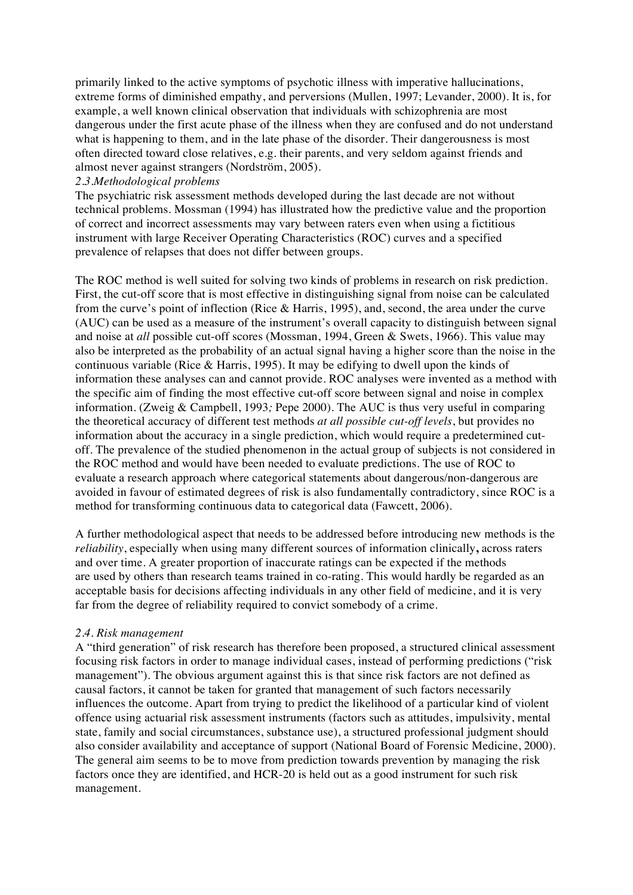primarily linked to the active symptoms of psychotic illness with imperative hallucinations, extreme forms of diminished empathy, and perversions (Mullen, 1997; Levander, 2000). It is, for example, a well known clinical observation that individuals with schizophrenia are most dangerous under the first acute phase of the illness when they are confused and do not understand what is happening to them, and in the late phase of the disorder. Their dangerousness is most often directed toward close relatives, e.g. their parents, and very seldom against friends and almost never against strangers (Nordström, 2005).

### *2.3.Methodological problems*

The psychiatric risk assessment methods developed during the last decade are not without technical problems. Mossman (1994) has illustrated how the predictive value and the proportion of correct and incorrect assessments may vary between raters even when using a fictitious instrument with large Receiver Operating Characteristics (ROC) curves and a specified prevalence of relapses that does not differ between groups.

The ROC method is well suited for solving two kinds of problems in research on risk prediction. First, the cut-off score that is most effective in distinguishing signal from noise can be calculated from the curve's point of inflection (Rice & Harris, 1995), and, second, the area under the curve (AUC) can be used as a measure of the instrument's overall capacity to distinguish between signal and noise at *all* possible cut-off scores (Mossman, 1994, Green & Swets, 1966). This value may also be interpreted as the probability of an actual signal having a higher score than the noise in the continuous variable (Rice & Harris, 1995). It may be edifying to dwell upon the kinds of information these analyses can and cannot provide. ROC analyses were invented as a method with the specific aim of finding the most effective cut-off score between signal and noise in complex information. (Zweig & Campbell, 1993; Pepe 2000). The AUC is thus very useful in comparing the theoretical accuracy of different test methods *at all possible cut-off levels*, but provides no information about the accuracy in a single prediction, which would require a predetermined cut-off. The prevalence of the studied phenomenon in the actual group of subjects is not considered in the ROC method and would have been needed to evaluate predictions. The use of ROC to evaluate a research approach where categorical statements about dangerous/non-dangerous are avoided in favour of estimated degrees of risk is also fundamentally contradictory, since ROC is a method for transforming continuous data to categorical data (Fawcett, 2006).

A further methodological aspect that needs to be addressed before introducing new methods is the *reliability*, especially when using many different sources of information clinically**,** across raters and over time. A greater proportion of inaccurate ratings can be expected if the methods are used by others than research teams trained in co-rating. This would hardly be regarded as an acceptable basis for decisions affecting individuals in any other field of medicine, and it is very far from the degree of reliability required to convict somebody of a crime.

### *2.4. Risk management*

A "third generation" of risk research has therefore been proposed, a structured clinical assessment focusing risk factors in order to manage individual cases, instead of performing predictions ("risk management"). The obvious argument against this is that since risk factors are not defined as causal factors, it cannot be taken for granted that management of such factors necessarily influences the outcome. Apart from trying to predict the likelihood of a particular kind of violent offence using actuarial risk assessment instruments (factors such as attitudes, impulsivity, mental state, family and social circumstances, substance use), a structured professional judgment should also consider availability and acceptance of support (National Board of Forensic Medicine, 2000). The general aim seems to be to move from prediction towards prevention by managing the risk factors once they are identified, and HCR-20 is held out as a good instrument for such risk management.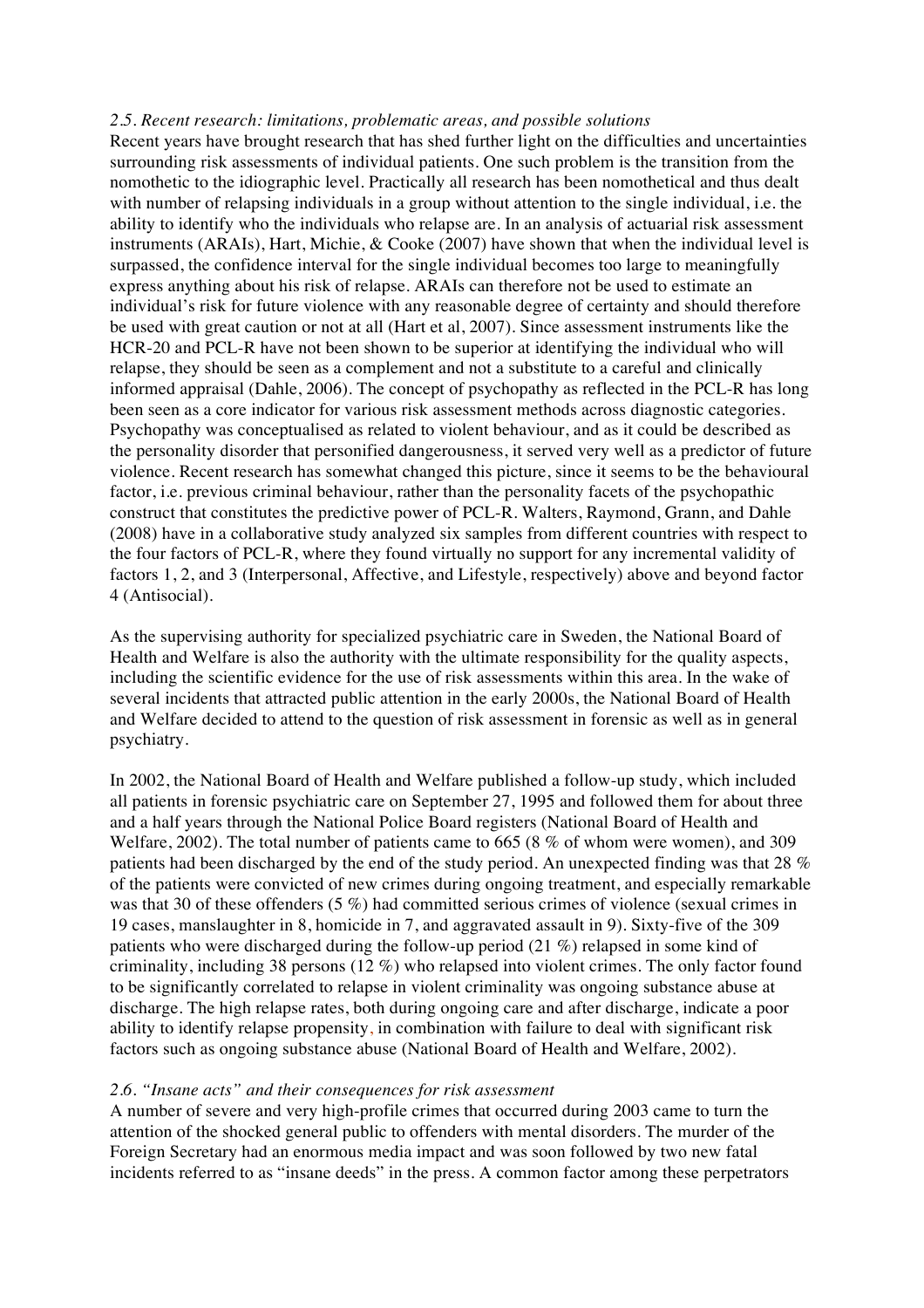### *2.5. Recent research: limitations, problematic areas, and possible solutions*

Recent years have brought research that has shed further light on the difficulties and uncertainties surrounding risk assessments of individual patients. One such problem is the transition from the nomothetic to the idiographic level. Practically all research has been nomothetical and thus dealt with number of relapsing individuals in a group without attention to the single individual, i.e. the ability to identify who the individuals who relapse are. In an analysis of actuarial risk assessment instruments (ARAIs), Hart, Michie, & Cooke (2007) have shown that when the individual level is surpassed, the confidence interval for the single individual becomes too large to meaningfully express anything about his risk of relapse. ARAIs can therefore not be used to estimate an individual's risk for future violence with any reasonable degree of certainty and should therefore be used with great caution or not at all (Hart et al, 2007). Since assessment instruments like the HCR-20 and PCL-R have not been shown to be superior at identifying the individual who will relapse, they should be seen as a complement and not a substitute to a careful and clinically informed appraisal (Dahle, 2006). The concept of psychopathy as reflected in the PCL-R has long been seen as a core indicator for various risk assessment methods across diagnostic categories. Psychopathy was conceptualised as related to violent behaviour, and as it could be described as the personality disorder that personified dangerousness, it served very well as a predictor of future violence. Recent research has somewhat changed this picture, since it seems to be the behavioural factor, i.e. previous criminal behaviour, rather than the personality facets of the psychopathic construct that constitutes the predictive power of PCL-R. Walters, Raymond, Grann, and Dahle (2008) have in a collaborative study analyzed six samples from different countries with respect to the four factors of PCL-R, where they found virtually no support for any incremental validity of factors 1, 2, and 3 (Interpersonal, Affective, and Lifestyle, respectively) above and beyond factor 4 (Antisocial).

As the supervising authority for specialized psychiatric care in Sweden, the National Board of Health and Welfare is also the authority with the ultimate responsibility for the quality aspects, including the scientific evidence for the use of risk assessments within this area. In the wake of several incidents that attracted public attention in the early 2000s, the National Board of Health and Welfare decided to attend to the question of risk assessment in forensic as well as in general psychiatry.

In 2002, the National Board of Health and Welfare published a follow-up study, which included all patients in forensic psychiatric care on September 27, 1995 and followed them for about three and a half years through the National Police Board registers (National Board of Health and Welfare, 2002). The total number of patients came to 665 (8 % of whom were women), and 309 patients had been discharged by the end of the study period. An unexpected finding was that 28 % of the patients were convicted of new crimes during ongoing treatment, and especially remarkable was that 30 of these offenders (5 %) had committed serious crimes of violence (sexual crimes in 19 cases, manslaughter in 8, homicide in 7, and aggravated assault in 9). Sixty-five of the 309 patients who were discharged during the follow-up period (21 %) relapsed in some kind of criminality, including 38 persons (12 %) who relapsed into violent crimes. The only factor found to be significantly correlated to relapse in violent criminality was ongoing substance abuse at discharge. The high relapse rates, both during ongoing care and after discharge, indicate a poor ability to identify relapse propensity, in combination with failure to deal with significant risk factors such as ongoing substance abuse (National Board of Health and Welfare, 2002).

### *2.6. "Insane acts" and their consequences for risk assessment*

A number of severe and very high-profile crimes that occurred during 2003 came to turn the attention of the shocked general public to offenders with mental disorders. The murder of the Foreign Secretary had an enormous media impact and was soon followed by two new fatal incidents referred to as "insane deeds" in the press. A common factor among these perpetrators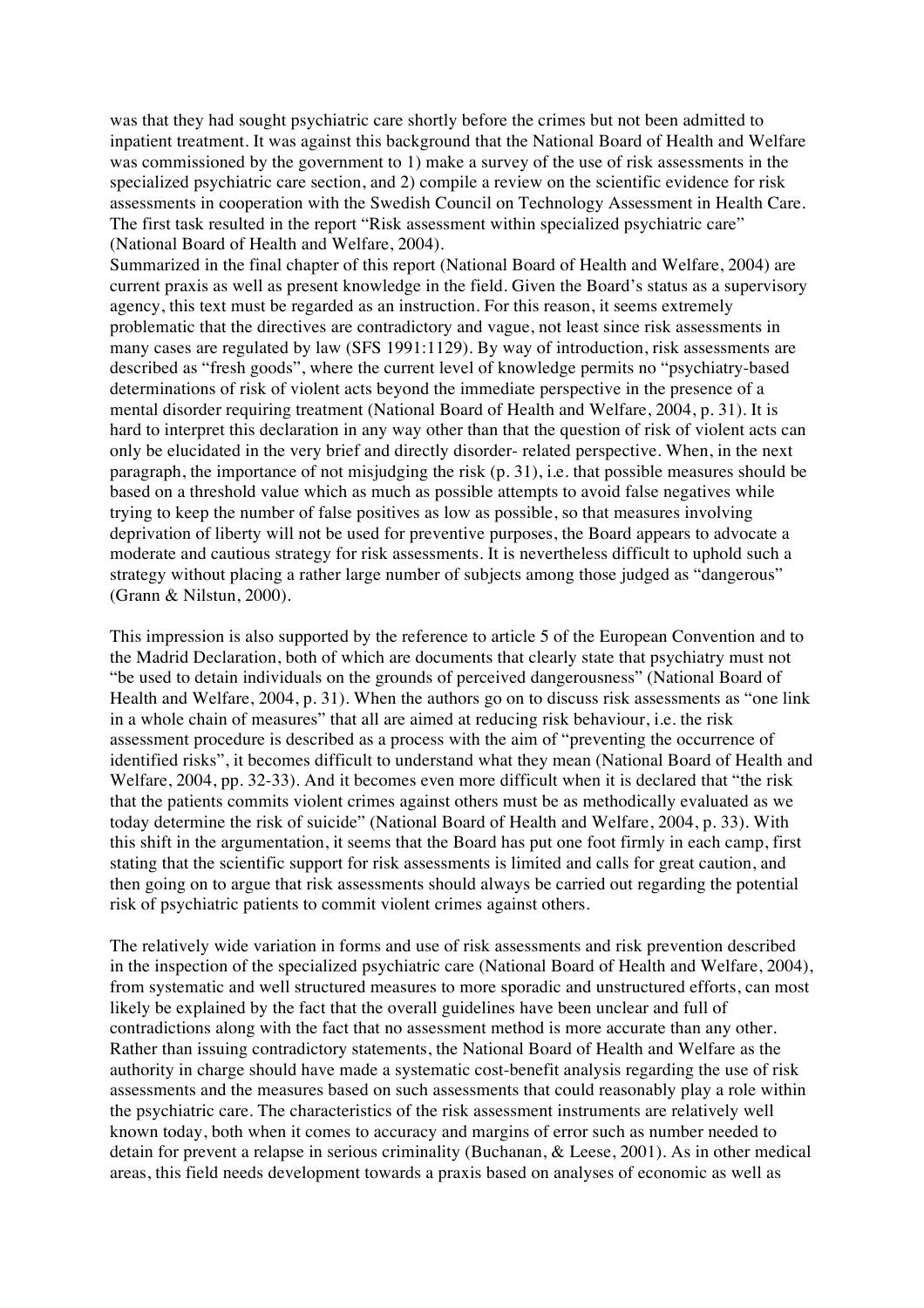was that they had sought psychiatric care shortly before the crimes but not been admitted to inpatient treatment. It was against this background that the National Board of Health and Welfare was commissioned by the government to 1) make a survey of the use of risk assessments in the specialized psychiatric care section, and 2) compile a review on the scientific evidence for risk assessments in cooperation with the Swedish Council on Technology Assessment in Health Care. The first task resulted in the report "Risk assessment within specialized psychiatric care" (National Board of Health and Welfare, 2004).

Summarized in the final chapter of this report (National Board of Health and Welfare, 2004) are current praxis as well as present knowledge in the field. Given the Board's status as a supervisory agency, this text must be regarded as an instruction. For this reason, it seems extremely problematic that the directives are contradictory and vague, not least since risk assessments in many cases are regulated by law (SFS 1991:1129). By way of introduction, risk assessments are described as "fresh goods", where the current level of knowledge permits no "psychiatry-based determinations of risk of violent acts beyond the immediate perspective in the presence of a mental disorder requiring treatment (National Board of Health and Welfare, 2004, p. 31). It is hard to interpret this declaration in any way other than that the question of risk of violent acts can only be elucidated in the very brief and directly disorder- related perspective. When, in the next paragraph, the importance of not misjudging the risk (p. 31), i.e. that possible measures should be based on a threshold value which as much as possible attempts to avoid false negatives while trying to keep the number of false positives as low as possible, so that measures involving deprivation of liberty will not be used for preventive purposes, the Board appears to advocate a moderate and cautious strategy for risk assessments. It is nevertheless difficult to uphold such a strategy without placing a rather large number of subjects among those judged as "dangerous" (Grann & Nilstun, 2000).

This impression is also supported by the reference to article 5 of the European Convention and to the Madrid Declaration, both of which are documents that clearly state that psychiatry must not "be used to detain individuals on the grounds of perceived dangerousness" (National Board of Health and Welfare, 2004, p. 31). When the authors go on to discuss risk assessments as "one link in a whole chain of measures" that all are aimed at reducing risk behaviour, i.e. the risk assessment procedure is described as a process with the aim of "preventing the occurrence of identified risks", it becomes difficult to understand what they mean (National Board of Health and Welfare, 2004, pp. 32-33). And it becomes even more difficult when it is declared that "the risk that the patients commits violent crimes against others must be as methodically evaluated as we today determine the risk of suicide" (National Board of Health and Welfare, 2004, p. 33). With this shift in the argumentation, it seems that the Board has put one foot firmly in each camp, first stating that the scientific support for risk assessments is limited and calls for great caution, and then going on to argue that risk assessments should always be carried out regarding the potential risk of psychiatric patients to commit violent crimes against others.

The relatively wide variation in forms and use of risk assessments and risk prevention described in the inspection of the specialized psychiatric care (National Board of Health and Welfare, 2004), from systematic and well structured measures to more sporadic and unstructured efforts, can most likely be explained by the fact that the overall guidelines have been unclear and full of contradictions along with the fact that no assessment method is more accurate than any other. Rather than issuing contradictory statements, the National Board of Health and Welfare as the authority in charge should have made a systematic cost-benefit analysis regarding the use of risk assessments and the measures based on such assessments that could reasonably play a role within the psychiatric care. The characteristics of the risk assessment instruments are relatively well known today, both when it comes to accuracy and margins of error such as number needed to detain for prevent a relapse in serious criminality (Buchanan, & Leese, 2001). As in other medical areas, this field needs development towards a praxis based on analyses of economic as well as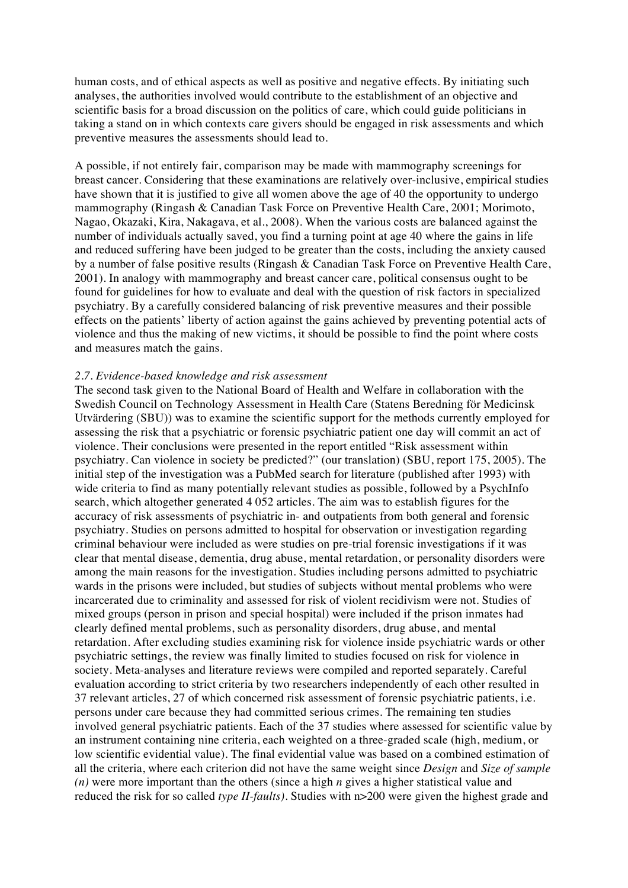human costs, and of ethical aspects as well as positive and negative effects. By initiating such analyses, the authorities involved would contribute to the establishment of an objective and scientific basis for a broad discussion on the politics of care, which could guide politicians in taking a stand on in which contexts care givers should be engaged in risk assessments and which preventive measures the assessments should lead to.

A possible, if not entirely fair, comparison may be made with mammography screenings for breast cancer. Considering that these examinations are relatively over-inclusive, empirical studies have shown that it is justified to give all women above the age of 40 the opportunity to undergo mammography (Ringash & Canadian Task Force on Preventive Health Care, 2001; Morimoto, Nagao, Okazaki, Kira, Nakagava, et al., 2008). When the various costs are balanced against the number of individuals actually saved, you find a turning point at age 40 where the gains in life and reduced suffering have been judged to be greater than the costs, including the anxiety caused by a number of false positive results (Ringash & Canadian Task Force on Preventive Health Care, 2001). In analogy with mammography and breast cancer care, political consensus ought to be found for guidelines for how to evaluate and deal with the question of risk factors in specialized psychiatry. By a carefully considered balancing of risk preventive measures and their possible effects on the patients' liberty of action against the gains achieved by preventing potential acts of violence and thus the making of new victims, it should be possible to find the point where costs and measures match the gains.

### *2.7. Evidence-based knowledge and risk assessment*

The second task given to the National Board of Health and Welfare in collaboration with the Swedish Council on Technology Assessment in Health Care (Statens Beredning för Medicinsk Utvärdering (SBU)) was to examine the scientific support for the methods currently employed for assessing the risk that a psychiatric or forensic psychiatric patient one day will commit an act of violence. Their conclusions were presented in the report entitled "Risk assessment within psychiatry. Can violence in society be predicted?" (our translation) (SBU, report 175, 2005). The initial step of the investigation was a PubMed search for literature (published after 1993) with wide criteria to find as many potentially relevant studies as possible, followed by a PsychInfo search, which altogether generated 4 052 articles. The aim was to establish figures for the accuracy of risk assessments of psychiatric in- and outpatients from both general and forensic psychiatry. Studies on persons admitted to hospital for observation or investigation regarding criminal behaviour were included as were studies on pre-trial forensic investigations if it was clear that mental disease, dementia, drug abuse, mental retardation, or personality disorders were among the main reasons for the investigation. Studies including persons admitted to psychiatric wards in the prisons were included, but studies of subjects without mental problems who were incarcerated due to criminality and assessed for risk of violent recidivism were not. Studies of mixed groups (person in prison and special hospital) were included if the prison inmates had clearly defined mental problems, such as personality disorders, drug abuse, and mental retardation. After excluding studies examining risk for violence inside psychiatric wards or other psychiatric settings, the review was finally limited to studies focused on risk for violence in society. Meta-analyses and literature reviews were compiled and reported separately. Careful evaluation according to strict criteria by two researchers independently of each other resulted in 37 relevant articles, 27 of which concerned risk assessment of forensic psychiatric patients, i.e. persons under care because they had committed serious crimes. The remaining ten studies involved general psychiatric patients. Each of the 37 studies where assessed for scientific value by an instrument containing nine criteria, each weighted on a three-graded scale (high, medium, or low scientific evidential value). The final evidential value was based on a combined estimation of all the criteria, where each criterion did not have the same weight since *Design* and *Size of sample (n)* were more important than the others (since a high *n* gives a higher statistical value and reduced the risk for so called *type II-faults)*. Studies with n>200 were given the highest grade and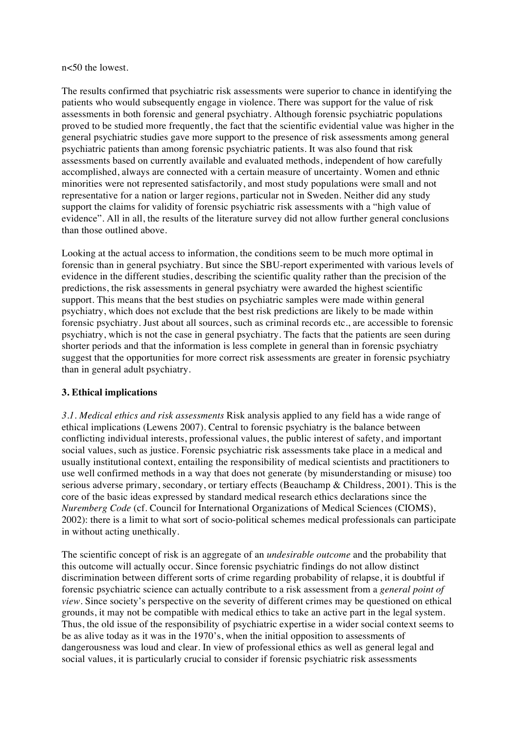n<50 the lowest.

The results confirmed that psychiatric risk assessments were superior to chance in identifying the patients who would subsequently engage in violence. There was support for the value of risk assessments in both forensic and general psychiatry. Although forensic psychiatric populations proved to be studied more frequently, the fact that the scientific evidential value was higher in the general psychiatric studies gave more support to the presence of risk assessments among general psychiatric patients than among forensic psychiatric patients. It was also found that risk assessments based on currently available and evaluated methods, independent of how carefully accomplished, always are connected with a certain measure of uncertainty. Women and ethnic minorities were not represented satisfactorily, and most study populations were small and not representative for a nation or larger regions, particular not in Sweden. Neither did any study support the claims for validity of forensic psychiatric risk assessments with a "high value of evidence". All in all, the results of the literature survey did not allow further general conclusions than those outlined above.

Looking at the actual access to information, the conditions seem to be much more optimal in forensic than in general psychiatry. But since the SBU-report experimented with various levels of evidence in the different studies, describing the scientific quality rather than the precision of the predictions, the risk assessments in general psychiatry were awarded the highest scientific support. This means that the best studies on psychiatric samples were made within general psychiatry, which does not exclude that the best risk predictions are likely to be made within forensic psychiatry. Just about all sources, such as criminal records etc., are accessible to forensic psychiatry, which is not the case in general psychiatry. The facts that the patients are seen during shorter periods and that the information is less complete in general than in forensic psychiatry suggest that the opportunities for more correct risk assessments are greater in forensic psychiatry than in general adult psychiatry.

### 3. Ethical implications

*3.1. Medical ethics and risk assessments* Risk analysis applied to any field has a wide range of ethical implications (Lewens 2007). Central to forensic psychiatry is the balance between conflicting individual interests, professional values, the public interest of safety, and important social values, such as justice. Forensic psychiatric risk assessments take place in a medical and usually institutional context, entailing the responsibility of medical scientists and practitioners to use well confirmed methods in a way that does not generate (by misunderstanding or misuse) too serious adverse primary, secondary, or tertiary effects (Beauchamp & Childress, 2001). This is the core of the basic ideas expressed by standard medical research ethics declarations since the *Nuremberg Code* (cf. Council for International Organizations of Medical Sciences (CIOMS), 2002): there is a limit to what sort of socio-political schemes medical professionals can participate in without acting unethically.

The scientific concept of risk is an aggregate of an *undesirable outcome* and the probability that this outcome will actually occur. Since forensic psychiatric findings do not allow distinct discrimination between different sorts of crime regarding probability of relapse, it is doubtful if forensic psychiatric science can actually contribute to a risk assessment from a *general point of view*. Since society's perspective on the severity of different crimes may be questioned on ethical grounds, it may not be compatible with medical ethics to take an active part in the legal system. Thus, the old issue of the responsibility of psychiatric expertise in a wider social context seems to be as alive today as it was in the 1970's, when the initial opposition to assessments of dangerousness was loud and clear. In view of professional ethics as well as general legal and social values, it is particularly crucial to consider if forensic psychiatric risk assessments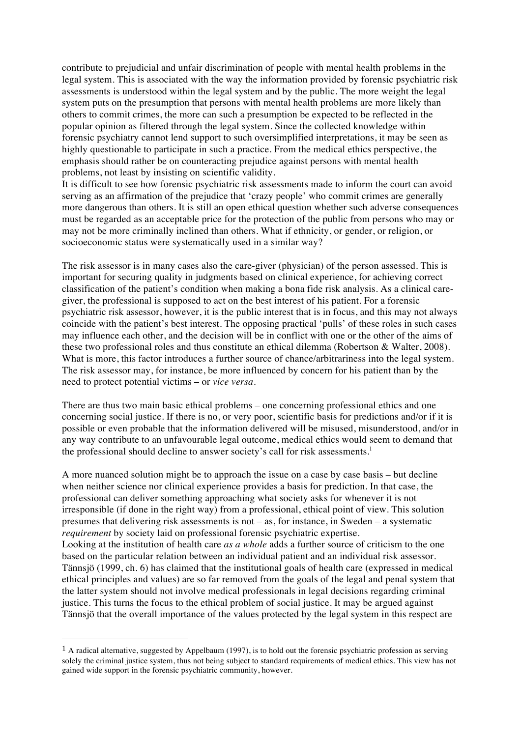contribute to prejudicial and unfair discrimination of people with mental health problems in the legal system. This is associated with the way the information provided by forensic psychiatric risk assessments is understood within the legal system and by the public. The more weight the legal system puts on the presumption that persons with mental health problems are more likely than others to commit crimes, the more can such a presumption be expected to be reflected in the popular opinion as filtered through the legal system. Since the collected knowledge within forensic psychiatry cannot lend support to such oversimplified interpretations, it may be seen as highly questionable to participate in such a practice. From the medical ethics perspective, the emphasis should rather be on counteracting prejudice against persons with mental health problems, not least by insisting on scientific validity.

It is difficult to see how forensic psychiatric risk assessments made to inform the court can avoid serving as an affirmation of the prejudice that 'crazy people' who commit crimes are generally more dangerous than others. It is still an open ethical question whether such adverse consequences must be regarded as an acceptable price for the protection of the public from persons who may or may not be more criminally inclined than others. What if ethnicity, or gender, or religion, or socioeconomic status were systematically used in a similar way?

The risk assessor is in many cases also the care-giver (physician) of the person assessed. This is important for securing quality in judgments based on clinical experience, for achieving correct classification of the patient's condition when making a bona fide risk analysis. As a clinical care-giver, the professional is supposed to act on the best interest of his patient. For a forensic psychiatric risk assessor, however, it is the public interest that is in focus, and this may not always coincide with the patient's best interest. The opposing practical 'pulls' of these roles in such cases may influence each other, and the decision will be in conflict with one or the other of the aims of these two professional roles and thus constitute an ethical dilemma (Robertson & Walter, 2008). What is more, this factor introduces a further source of chance/arbitrariness into the legal system. The risk assessor may, for instance, be more influenced by concern for his patient than by the need to protect potential victims – or *vice versa*.

There are thus two main basic ethical problems – one concerning professional ethics and one concerning social justice. If there is no, or very poor, scientific basis for predictions and/or if it is possible or even probable that the information delivered will be misused, misunderstood, and/or in any way contribute to an unfavourable legal outcome, medical ethics would seem to demand that the professional should decline to answer society's call for risk assessments.[1]

A more nuanced solution might be to approach the issue on a case by case basis – but decline when neither science nor clinical experience provides a basis for prediction. In that case, the professional can deliver something approaching what society asks for whenever it is not irresponsible (if done in the right way) from a professional, ethical point of view. This solution presumes that delivering risk assessments is not – as, for instance, in Sweden – a systematic *requirement* by society laid on professional forensic psychiatric expertise.

Looking at the institution of health care *as a whole* adds a further source of criticism to the one based on the particular relation between an individual patient and an individual risk assessor. Tännsjö (1999, ch. 6) has claimed that the institutional goals of health care (expressed in medical ethical principles and values) are so far removed from the goals of the legal and penal system that the latter system should not involve medical professionals in legal decisions regarding criminal justice. This turns the focus to the ethical problem of social justice. It may be argued against Tännsjö that the overall importance of the values protected by the legal system in this respect are

---

[1] A radical alternative, suggested by Appelbaum (1997), is to hold out the forensic psychiatric profession as serving solely the criminal justice system, thus not being subject to standard requirements of medical ethics. This view has not gained wide support in the forensic psychiatric community, however.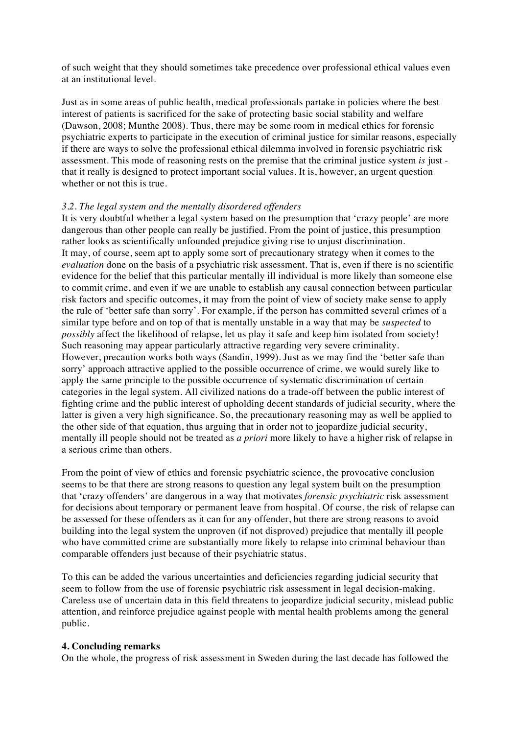of such weight that they should sometimes take precedence over professional ethical values even at an institutional level.

Just as in some areas of public health, medical professionals partake in policies where the best interest of patients is sacrificed for the sake of protecting basic social stability and welfare (Dawson, 2008; Munthe 2008). Thus, there may be some room in medical ethics for forensic psychiatric experts to participate in the execution of criminal justice for similar reasons, especially if there are ways to solve the professional ethical dilemma involved in forensic psychiatric risk assessment. This mode of reasoning rests on the premise that the criminal justice system *is* just - that it really is designed to protect important social values. It is, however, an urgent question whether or not this is true.

### *3.2. The legal system and the mentally disordered offenders*

It is very doubtful whether a legal system based on the presumption that 'crazy people' are more dangerous than other people can really be justified. From the point of justice, this presumption rather looks as scientifically unfounded prejudice giving rise to unjust discrimination.
It may, of course, seem apt to apply some sort of precautionary strategy when it comes to the *evaluation* done on the basis of a psychiatric risk assessment. That is, even if there is no scientific evidence for the belief that this particular mentally ill individual is more likely than someone else to commit crime, and even if we are unable to establish any causal connection between particular risk factors and specific outcomes, it may from the point of view of society make sense to apply the rule of 'better safe than sorry'. For example, if the person has committed several crimes of a similar type before and on top of that is mentally unstable in a way that may be *suspected* to *possibly* affect the likelihood of relapse, let us play it safe and keep him isolated from society! Such reasoning may appear particularly attractive regarding very severe criminality.
However, precaution works both ways (Sandin, 1999). Just as we may find the 'better safe than sorry' approach attractive applied to the possible occurrence of crime, we would surely like to apply the same principle to the possible occurrence of systematic discrimination of certain categories in the legal system. All civilized nations do a trade-off between the public interest of fighting crime and the public interest of upholding decent standards of judicial security, where the latter is given a very high significance. So, the precautionary reasoning may as well be applied to the other side of that equation, thus arguing that in order not to jeopardize judicial security, mentally ill people should not be treated as *a priori* more likely to have a higher risk of relapse in a serious crime than others.

From the point of view of ethics and forensic psychiatric science, the provocative conclusion seems to be that there are strong reasons to question any legal system built on the presumption that 'crazy offenders' are dangerous in a way that motivates *forensic psychiatric* risk assessment for decisions about temporary or permanent leave from hospital. Of course, the risk of relapse can be assessed for these offenders as it can for any offender, but there are strong reasons to avoid building into the legal system the unproven (if not disproved) prejudice that mentally ill people who have committed crime are substantially more likely to relapse into criminal behaviour than comparable offenders just because of their psychiatric status.

To this can be added the various uncertainties and deficiencies regarding judicial security that seem to follow from the use of forensic psychiatric risk assessment in legal decision-making. Careless use of uncertain data in this field threatens to jeopardize judicial security, mislead public attention, and reinforce prejudice against people with mental health problems among the general public.

## 4. Concluding remarks

On the whole, the progress of risk assessment in Sweden during the last decade has followed the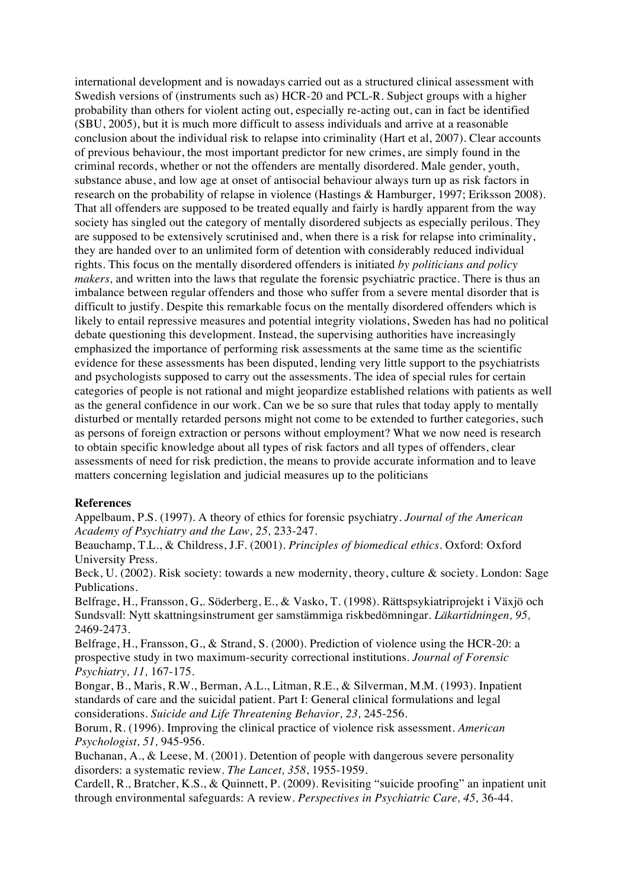international development and is nowadays carried out as a structured clinical assessment with Swedish versions of (instruments such as) HCR-20 and PCL-R. Subject groups with a higher probability than others for violent acting out, especially re-acting out, can in fact be identified (SBU, 2005), but it is much more difficult to assess individuals and arrive at a reasonable conclusion about the individual risk to relapse into criminality (Hart et al, 2007). Clear accounts of previous behaviour, the most important predictor for new crimes, are simply found in the criminal records, whether or not the offenders are mentally disordered. Male gender, youth, substance abuse, and low age at onset of antisocial behaviour always turn up as risk factors in research on the probability of relapse in violence (Hastings & Hamburger, 1997; Eriksson 2008). That all offenders are supposed to be treated equally and fairly is hardly apparent from the way society has singled out the category of mentally disordered subjects as especially perilous. They are supposed to be extensively scrutinised and, when there is a risk for relapse into criminality, they are handed over to an unlimited form of detention with considerably reduced individual rights. This focus on the mentally disordered offenders is initiated *by politicians and policy makers,* and written into the laws that regulate the forensic psychiatric practice. There is thus an imbalance between regular offenders and those who suffer from a severe mental disorder that is difficult to justify. Despite this remarkable focus on the mentally disordered offenders which is likely to entail repressive measures and potential integrity violations, Sweden has had no political debate questioning this development. Instead, the supervising authorities have increasingly emphasized the importance of performing risk assessments at the same time as the scientific evidence for these assessments has been disputed, lending very little support to the psychiatrists and psychologists supposed to carry out the assessments. The idea of special rules for certain categories of people is not rational and might jeopardize established relations with patients as well as the general confidence in our work. Can we be so sure that rules that today apply to mentally disturbed or mentally retarded persons might not come to be extended to further categories, such as persons of foreign extraction or persons without employment? What we now need is research to obtain specific knowledge about all types of risk factors and all types of offenders, clear assessments of need for risk prediction, the means to provide accurate information and to leave matters concerning legislation and judicial measures up to the politicians

**References**

Appelbaum, P.S. (1997). A theory of ethics for forensic psychiatry. *Journal of the American Academy of Psychiatry and the Law, 25,* 233-247.

Beauchamp, T.L., & Childress, J.F. (2001). *Principles of biomedical ethics*. Oxford: Oxford University Press.

Beck, U. (2002). Risk society: towards a new modernity, theory, culture & society. London: Sage Publications.

Belfrage, H., Fransson, G,. Söderberg, E., & Vasko, T. (1998). Rättspsykiatriprojekt i Växjö och Sundsvall: Nytt skattningsinstrument ger samstämmiga riskbedömningar. *Läkartidningen, 95,* 2469-2473.

Belfrage, H., Fransson, G., & Strand, S. (2000). Prediction of violence using the HCR-20: a prospective study in two maximum-security correctional institutions. *Journal of Forensic Psychiatry, 11,* 167-175.

Bongar, B., Maris, R.W., Berman, A.L., Litman, R.E., & Silverman, M.M. (1993). Inpatient standards of care and the suicidal patient. Part I: General clinical formulations and legal considerations. *Suicide and Life Threatening Behavior, 23,* 245-256.

Borum, R. (1996). Improving the clinical practice of violence risk assessment. *American Psychologist, 51,* 945-956.

Buchanan, A., & Leese, M. (2001). Detention of people with dangerous severe personality disorders: a systematic review. *The Lancet, 358*, 1955-1959.

Cardell, R., Bratcher, K.S., & Quinnett, P. (2009). Revisiting "suicide proofing" an inpatient unit through environmental safeguards: A review. *Perspectives in Psychiatric Care, 45,* 36-44.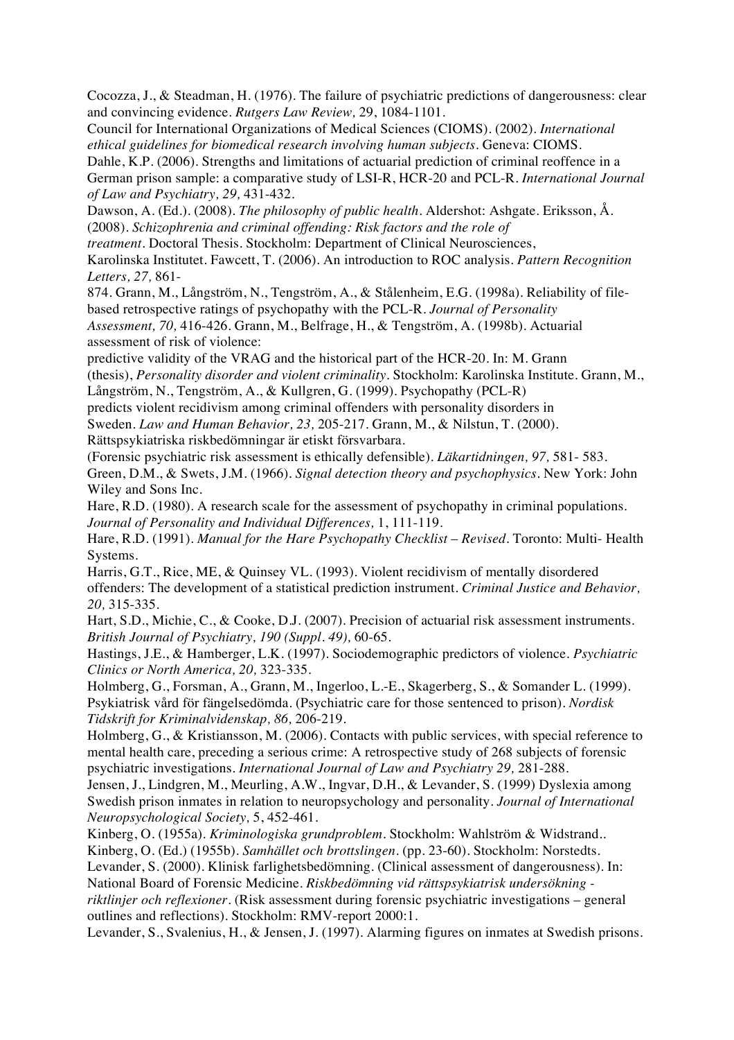Cocozza, J., & Steadman, H. (1976). The failure of psychiatric predictions of dangerousness: clear and convincing evidence. *Rutgers Law Review,* 29, 1084-1101.

Council for International Organizations of Medical Sciences (CIOMS). (2002). *International ethical guidelines for biomedical research involving human subjects*. Geneva: CIOMS.

Dahle, K.P. (2006). Strengths and limitations of actuarial prediction of criminal reoffence in a German prison sample: a comparative study of LSI-R, HCR-20 and PCL-R. *International Journal of Law and Psychiatry, 29,* 431-432.

Dawson, A. (Ed.). (2008). *The philosophy of public health*. Aldershot: Ashgate.

Eriksson, Å. (2008). *Schizophrenia and criminal offending: Risk factors and the role of treatment*. Doctoral Thesis. Stockholm: Department of Clinical Neurosciences, Karolinska Institutet.

Fawcett, T. (2006). An introduction to ROC analysis. *Pattern Recognition Letters, 27,* 861-874.

Grann, M., Långström, N., Tengström, A., & Stålenheim, E.G. (1998a). Reliability of file-based retrospective ratings of psychopathy with the PCL-R. *Journal of Personality Assessment, 70,* 416-426.

Grann, M., Belfrage, H., & Tengström, A. (1998b). Actuarial assessment of risk of violence: predictive validity of the VRAG and the historical part of the HCR-20. In: M. Grann (thesis), *Personality disorder and violent criminality*. Stockholm: Karolinska Institute.

Grann, M., Långström, N., Tengström, A., & Kullgren, G. (1999). Psychopathy (PCL-R) predicts violent recidivism among criminal offenders with personality disorders in Sweden. *Law and Human Behavior, 23,* 205-217.

Grann, M., & Nilstun, T. (2000). Rättspsykiatriska riskbedömningar är etiskt försvarbara. (Forensic psychiatric risk assessment is ethically defensible). *Läkartidningen, 97,* 581- 583.

Green, D.M., & Swets, J.M. (1966). *Signal detection theory and psychophysics*. New York: John Wiley and Sons Inc.

Hare, R.D. (1980). A research scale for the assessment of psychopathy in criminal populations. *Journal of Personality and Individual Differences,* 1, 111-119.

Hare, R.D. (1991). *Manual for the Hare Psychopathy Checklist – Revised*. Toronto: Multi- Health Systems.

Harris, G.T., Rice, ME, & Quinsey VL. (1993). Violent recidivism of mentally disordered offenders: The development of a statistical prediction instrument. *Criminal Justice and Behavior, 20,* 315-335.

Hart, S.D., Michie, C., & Cooke, D.J. (2007). Precision of actuarial risk assessment instruments. *British Journal of Psychiatry, 190 (Suppl. 49),* 60-65.

Hastings, J.E., & Hamberger, L.K. (1997). Sociodemographic predictors of violence. *Psychiatric Clinics or North America, 20,* 323-335.

Holmberg, G., Forsman, A., Grann, M., Ingerloo, L.-E., Skagerberg, S., & Somander L. (1999). Psykiatrisk vård för fängelsedömda. (Psychiatric care for those sentenced to prison). *Nordisk Tidskrift for Kriminalvidenskap, 86,* 206-219.

Holmberg, G., & Kristiansson, M. (2006). Contacts with public services, with special reference to mental health care, preceding a serious crime: A retrospective study of 268 subjects of forensic psychiatric investigations. *International Journal of Law and Psychiatry 29,* 281-288.

Jensen, J., Lindgren, M., Meurling, A.W., Ingvar, D.H., & Levander, S. (1999) Dyslexia among Swedish prison inmates in relation to neuropsychology and personality. *Journal of International Neuropsychological Society,* 5, 452-461.

Kinberg, O. (1955a). *Kriminologiska grundproblem*. Stockholm: Wahlström & Widstrand..

Kinberg, O. (Ed.) (1955b). *Samhället och brottslingen*. (pp. 23-60). Stockholm: Norstedts.

Levander, S. (2000). Klinisk farlighetsbedömning. (Clinical assessment of dangerousness). In: National Board of Forensic Medicine. *Riskbedömning vid rättspsykiatrisk undersökning - riktlinjer och reflexioner*. (Risk assessment during forensic psychiatric investigations – general outlines and reflections). Stockholm: RMV-report 2000:1.

Levander, S., Svalenius, H., & Jensen, J. (1997). Alarming figures on inmates at Swedish prisons.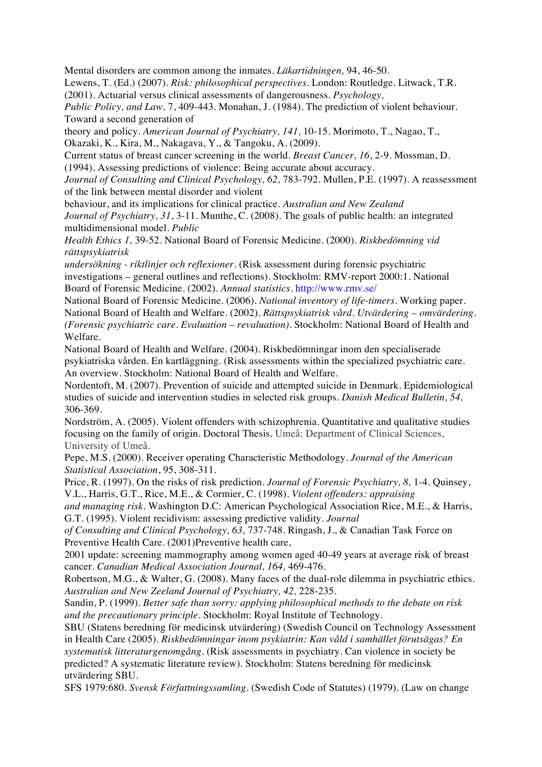Mental disorders are common among the inmates. *Läkartidningen,* 94, 46-50.

Lewens, T. (Ed.) (2007). *Risk: philosophical perspectives*. London: Routledge.

Litwack, T.R. (2001). Actuarial versus clinical assessments of dangerousness. *Psychology, Public Policy, and Law,* 7, 409-443.

Monahan, J. (1984). The prediction of violent behaviour. Toward a second generation of theory and policy. *American Journal of Psychiatry, 141,* 10-15.

Morimoto, T., Nagao, T., Okazaki, K., Kira, M., Nakagava, Y., & Tangoku, A. (2009). Current status of breast cancer screening in the world. *Breast Cancer, 16*, 2-9.

Mossman, D. (1994). Assessing predictions of violence: Being accurate about accuracy. *Journal of Consulting and Clinical Psychology, 62,* 783-792.

Mullen, P.E. (1997). A reassessment of the link between mental disorder and violent behaviour, and its implications for clinical practice. *Australian and New Zealand Journal of Psychiatry, 31*, 3-11.

Munthe, C. (2008). The goals of public health: an integrated multidimensional model. *Public Health Ethics 1,* 39-52.

National Board of Forensic Medicine. (2000). *Riskbedömning vid rättspsykiatrisk undersökning - riktlinjer och reflexioner*. (Risk assessment during forensic psychiatric investigations – general outlines and reflections). Stockholm: RMV-report 2000:1.

National Board of Forensic Medicine. (2002). *Annual statistics*. http://www.rmv.se/

National Board of Forensic Medicine. (2006). *National inventory of life-timers*. Working paper.

National Board of Health and Welfare. (2002). *Rättspsykiatrisk vård. Utvärdering – omvärdering. (Forensic psychiatric care. Evaluation – revaluation)*. Stockholm: National Board of Health and Welfare.

National Board of Health and Welfare. (2004). Riskbedömningar inom den specialiserade psykiatriska vården. En kartläggning. (Risk assessments within the specialized psychiatric care. An overview. Stockholm: National Board of Health and Welfare.

Nordentoft, M. (2007). Prevention of suicide and attempted suicide in Denmark. Epidemiological studies of suicide and intervention studies in selected risk groups. *Danish Medical Bulletin, 54,* 306-369.

Nordström, A. (2005). Violent offenders with schizophrenia. Quantitative and qualitative studies focusing on the family of origin. Doctoral Thesis. Umeå: Department of Clinical Sciences, University of Umeå.

Pepe, M.S. (2000). Receiver operating Characteristic Methodology. *Journal of the American Statistical Association*, 95, 308-311.

Price, R. (1997). On the risks of risk prediction. *Journal of Forensic Psychiatry, 8,* 1-4.

Quinsey, V.L., Harris, G.T., Rice, M.E., & Cormier, C. (1998). *Violent offenders: appraising and managing risk*. Washington D.C: American Psychological Association

Rice, M.E., & Harris, G.T. (1995). Violent recidivism: assessing predictive validity. *Journal of Consulting and Clinical Psychology, 63,* 737-748.

Ringash, J., & Canadian Task Force on Preventive Health Care. (2001)Preventive health care, 2001 update: screening mammography among women aged 40-49 years at average risk of breast cancer. *Canadian Medical Association Journal, 164,* 469-476.

Robertson, M.G., & Walter, G. (2008). Many faces of the dual-role dilemma in psychiatric ethics. *Australian and New Zeeland Journal of Psychiatry, 42,* 228-235.

Sandin, P. (1999). *Better safe than sorry: applying philosophical methods to the debate on risk and the precautionary principle*. Stockholm: Royal Institute of Technology.

SBU (Statens beredning för medicinsk utvärdering) (Swedish Council on Technology Assessment in Health Care (2005). *Riskbedömningar inom psykiatrin: Kan våld i samhället förutsägas? En systematisk litteraturgenomgång*. (Risk assessments in psychiatry. Can violence in society be predicted? A systematic literature review). Stockholm: Statens beredning för medicinsk utvärdering SBU.

SFS 1979:680. *Svensk Författningssamling*. (Swedish Code of Statutes) (1979). (Law on change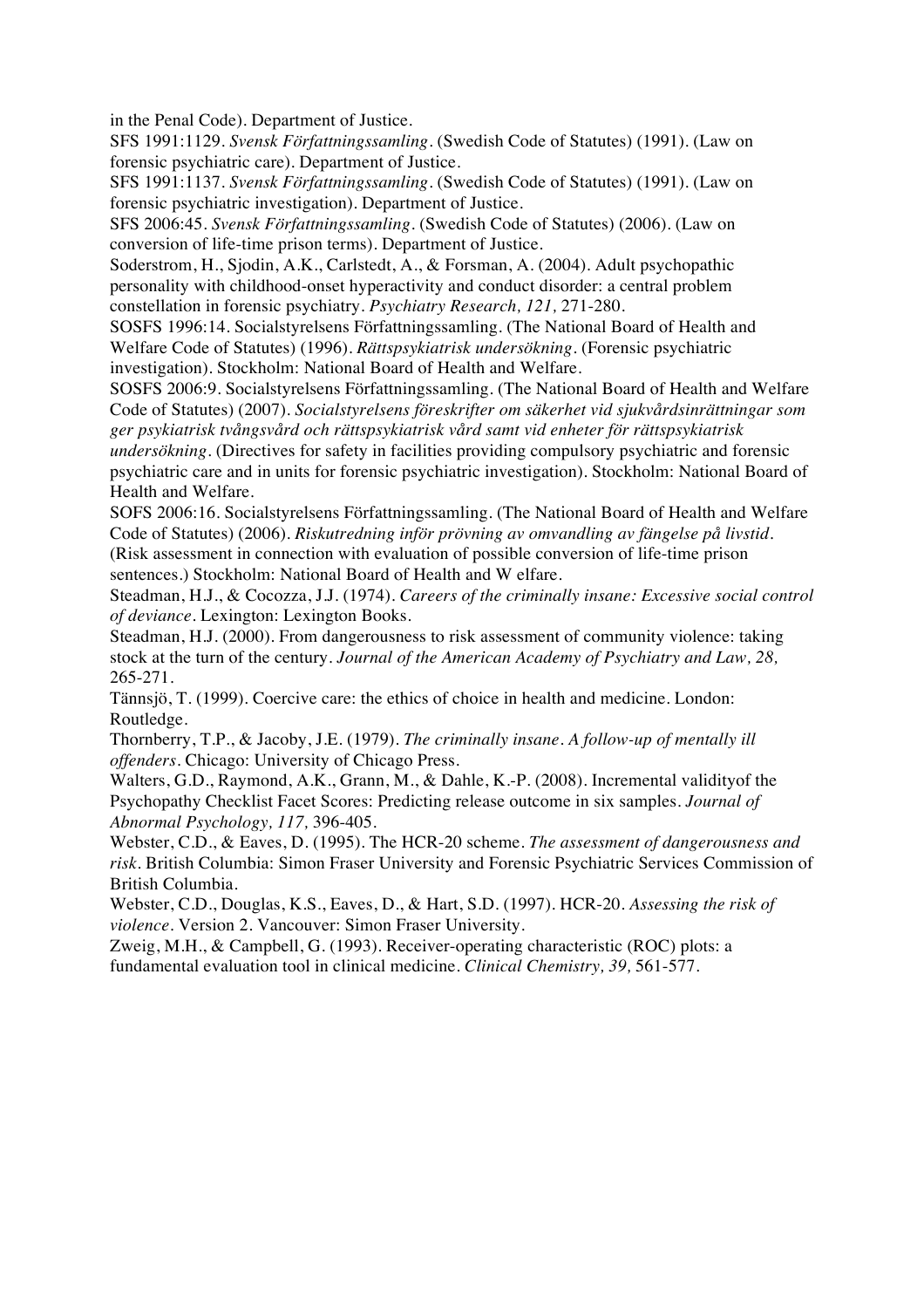in the Penal Code). Department of Justice.

SFS 1991:1129. *Svensk Författningssamling*. (Swedish Code of Statutes) (1991). (Law on forensic psychiatric care). Department of Justice.

SFS 1991:1137. *Svensk Författningssamling*. (Swedish Code of Statutes) (1991). (Law on forensic psychiatric investigation). Department of Justice.

SFS 2006:45. *Svensk Författningssamling*. (Swedish Code of Statutes) (2006). (Law on conversion of life-time prison terms). Department of Justice.

Soderstrom, H., Sjodin, A.K., Carlstedt, A., & Forsman, A. (2004). Adult psychopathic personality with childhood-onset hyperactivity and conduct disorder: a central problem constellation in forensic psychiatry. *Psychiatry Research, 121,* 271-280.

SOSFS 1996:14. Socialstyrelsens Författningssamling. (The National Board of Health and Welfare Code of Statutes) (1996). *Rättspsykiatrisk undersökning*. (Forensic psychiatric investigation). Stockholm: National Board of Health and Welfare.

SOSFS 2006:9. Socialstyrelsens Författningssamling. (The National Board of Health and Welfare Code of Statutes) (2007). *Socialstyrelsens föreskrifter om säkerhet vid sjukvårdsinrättningar som ger psykiatrisk tvångsvård och rättspsykiatrisk vård samt vid enheter för rättspsykiatrisk undersökning*. (Directives for safety in facilities providing compulsory psychiatric and forensic psychiatric care and in units for forensic psychiatric investigation). Stockholm: National Board of Health and Welfare.

SOFS 2006:16. Socialstyrelsens Författningssamling. (The National Board of Health and Welfare Code of Statutes) (2006). *Riskutredning inför prövning av omvandling av fängelse på livstid*. (Risk assessment in connection with evaluation of possible conversion of life-time prison sentences.) Stockholm: National Board of Health and W elfare.

Steadman, H.J., & Cocozza, J.J. (1974). *Careers of the criminally insane: Excessive social control of deviance*. Lexington: Lexington Books.

Steadman, H.J. (2000). From dangerousness to risk assessment of community violence: taking stock at the turn of the century. *Journal of the American Academy of Psychiatry and Law, 28,* 265-271.

Tännsjö, T. (1999). Coercive care: the ethics of choice in health and medicine. London: Routledge.

Thornberry, T.P., & Jacoby, J.E. (1979). *The criminally insane. A follow-up of mentally ill offenders*. Chicago: University of Chicago Press.

Walters, G.D., Raymond, A.K., Grann, M., & Dahle, K.-P. (2008). Incremental validityof the Psychopathy Checklist Facet Scores: Predicting release outcome in six samples. *Journal of Abnormal Psychology, 117,* 396-405.

Webster, C.D., & Eaves, D. (1995). The HCR-20 scheme. *The assessment of dangerousness and risk*. British Columbia: Simon Fraser University and Forensic Psychiatric Services Commission of British Columbia.

Webster, C.D., Douglas, K.S., Eaves, D., & Hart, S.D. (1997). HCR-20. *Assessing the risk of violence*. Version 2. Vancouver: Simon Fraser University.

Zweig, M.H., & Campbell, G. (1993). Receiver-operating characteristic (ROC) plots: a fundamental evaluation tool in clinical medicine. *Clinical Chemistry, 39,* 561-577.